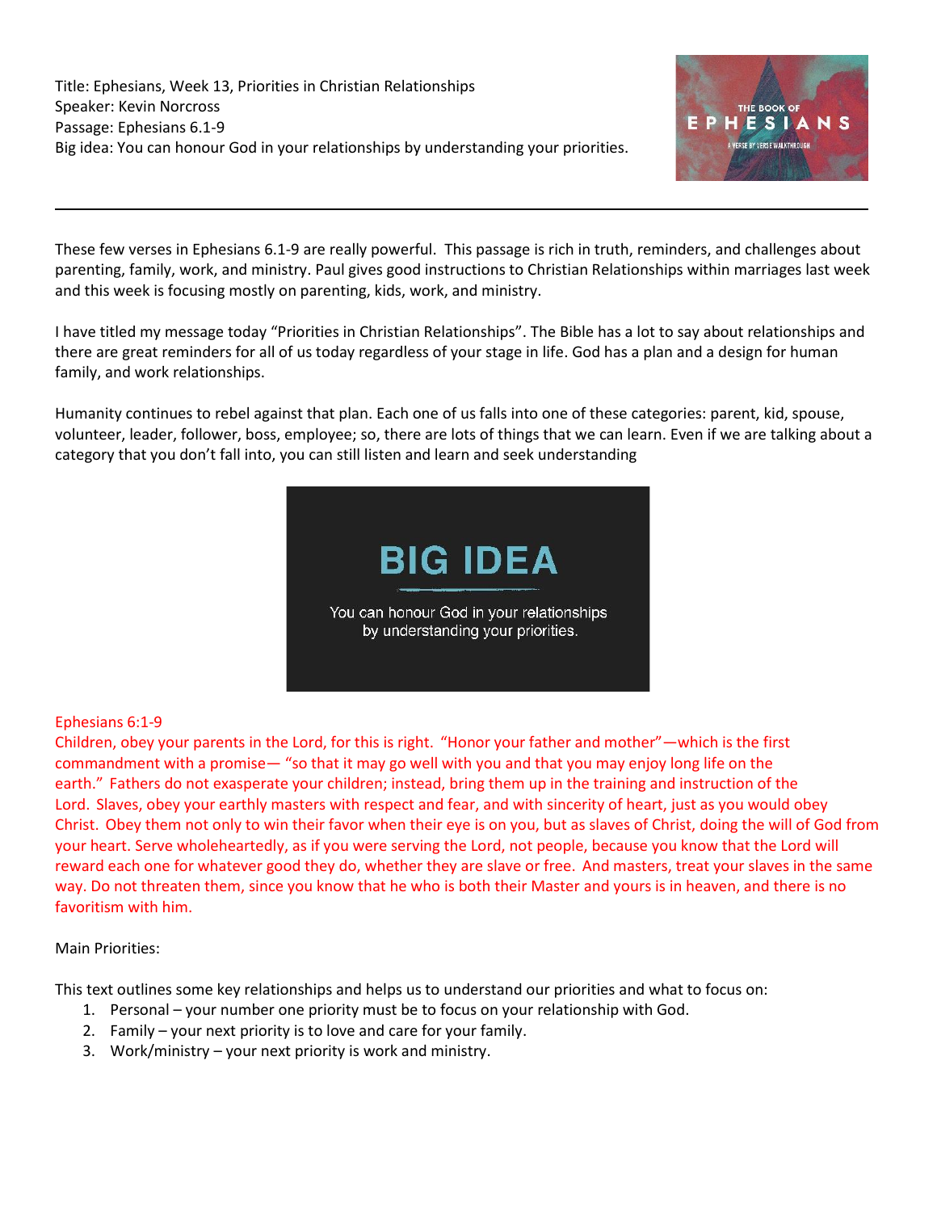Title: Ephesians, Week 13, Priorities in Christian Relationships
Speaker: Kevin Norcross
Passage: Ephesians 6.1-9
Big idea: You can honour God in your relationships by understanding your priorities.

---

These few verses in Ephesians 6.1-9 are really powerful. This passage is rich in truth, reminders, and challenges about parenting, family, work, and ministry. Paul gives good instructions to Christian Relationships within marriages last week and this week is focusing mostly on parenting, kids, work, and ministry.

I have titled my message today "Priorities in Christian Relationships". The Bible has a lot to say about relationships and there are great reminders for all of us today regardless of your stage in life. God has a plan and a design for human family, and work relationships.

Humanity continues to rebel against that plan. Each one of us falls into one of these categories: parent, kid, spouse, volunteer, leader, follower, boss, employee; so, there are lots of things that we can learn. Even if we are talking about a category that you don't fall into, you can still listen and learn and seek understanding

**BIG IDEA**

You can honour God in your relationships by understanding your priorities.

Ephesians 6:1-9
Children, obey your parents in the Lord, for this is right. "Honor your father and mother"—which is the first commandment with a promise— "so that it may go well with you and that you may enjoy long life on the earth." Fathers do not exasperate your children; instead, bring them up in the training and instruction of the Lord. Slaves, obey your earthly masters with respect and fear, and with sincerity of heart, just as you would obey Christ. Obey them not only to win their favor when their eye is on you, but as slaves of Christ, doing the will of God from your heart. Serve wholeheartedly, as if you were serving the Lord, not people, because you know that the Lord will reward each one for whatever good they do, whether they are slave or free. And masters, treat your slaves in the same way. Do not threaten them, since you know that he who is both their Master and yours is in heaven, and there is no favoritism with him.

Main Priorities:

This text outlines some key relationships and helps us to understand our priorities and what to focus on:

1. Personal – your number one priority must be to focus on your relationship with God.
2. Family – your next priority is to love and care for your family.
3. Work/ministry – your next priority is work and ministry.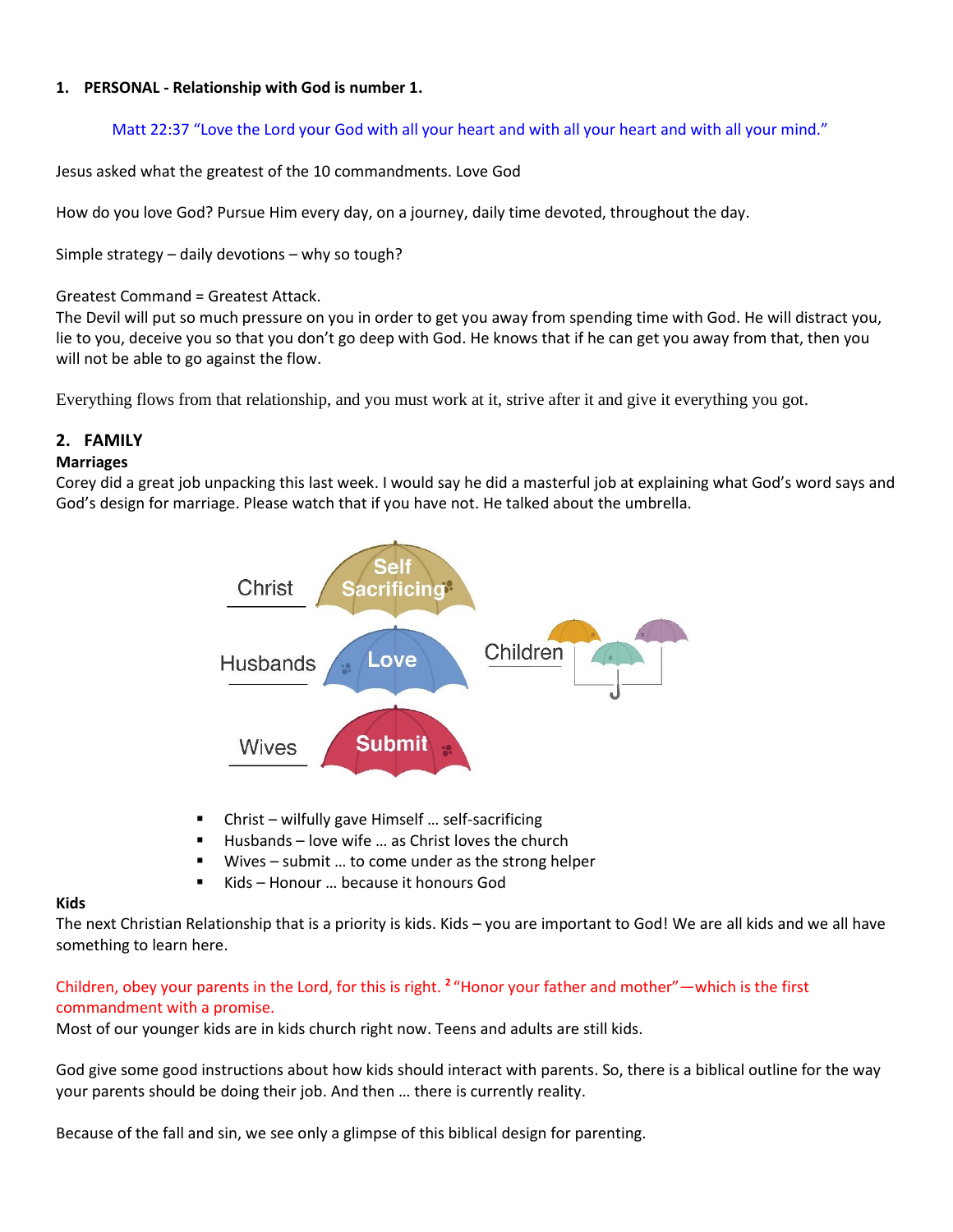1. **PERSONAL - Relationship with God is number 1.**

   Matt 22:37 "Love the Lord your God with all your heart and with all your heart and with all your mind."

Jesus asked what the greatest of the 10 commandments. Love God

How do you love God? Pursue Him every day, on a journey, daily time devoted, throughout the day.

Simple strategy – daily devotions – why so tough?

Greatest Command = Greatest Attack.
The Devil will put so much pressure on you in order to get you away from spending time with God. He will distract you, lie to you, deceive you so that you don't go deep with God. He knows that if he can get you away from that, then you will not be able to go against the flow.

Everything flows from that relationship, and you must work at it, strive after it and give it everything you got.

## 2. FAMILY

**Marriages**
Corey did a great job unpacking this last week. I would say he did a masterful job at explaining what God's word says and God's design for marriage. Please watch that if you have not. He talked about the umbrella.

Christ — Self Sacrificing
Husbands — Love
Wives — Submit
Children

- Christ – wilfully gave Himself … self-sacrificing
- Husbands – love wife … as Christ loves the church
- Wives – submit … to come under as the strong helper
- Kids – Honour … because it honours God

**Kids**
The next Christian Relationship that is a priority is kids. Kids – you are important to God! We are all kids and we all have something to learn here.

Children, obey your parents in the Lord, for this is right. [2] "Honor your father and mother"—which is the first commandment with a promise.
Most of our younger kids are in kids church right now. Teens and adults are still kids.

God give some good instructions about how kids should interact with parents. So, there is a biblical outline for the way your parents should be doing their job. And then … there is currently reality.

Because of the fall and sin, we see only a glimpse of this biblical design for parenting.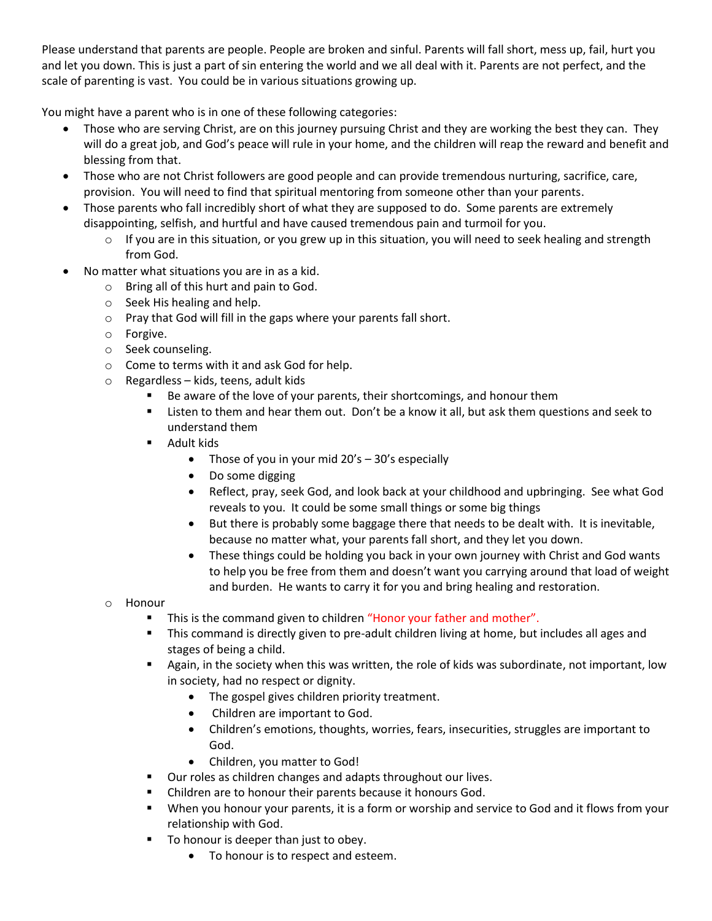Please understand that parents are people. People are broken and sinful. Parents will fall short, mess up, fail, hurt you and let you down. This is just a part of sin entering the world and we all deal with it. Parents are not perfect, and the scale of parenting is vast. You could be in various situations growing up.

You might have a parent who is in one of these following categories:

- Those who are serving Christ, are on this journey pursuing Christ and they are working the best they can. They will do a great job, and God's peace will rule in your home, and the children will reap the reward and benefit and blessing from that.
- Those who are not Christ followers are good people and can provide tremendous nurturing, sacrifice, care, provision. You will need to find that spiritual mentoring from someone other than your parents.
- Those parents who fall incredibly short of what they are supposed to do. Some parents are extremely disappointing, selfish, and hurtful and have caused tremendous pain and turmoil for you.
  - If you are in this situation, or you grew up in this situation, you will need to seek healing and strength from God.
- No matter what situations you are in as a kid.
  - Bring all of this hurt and pain to God.
  - Seek His healing and help.
  - Pray that God will fill in the gaps where your parents fall short.
  - Forgive.
  - Seek counseling.
  - Come to terms with it and ask God for help.
  - Regardless – kids, teens, adult kids
    - Be aware of the love of your parents, their shortcomings, and honour them
    - Listen to them and hear them out. Don't be a know it all, but ask them questions and seek to understand them
    - Adult kids
      - Those of you in your mid 20's – 30's especially
      - Do some digging
      - Reflect, pray, seek God, and look back at your childhood and upbringing. See what God reveals to you. It could be some small things or some big things
      - But there is probably some baggage there that needs to be dealt with. It is inevitable, because no matter what, your parents fall short, and they let you down.
      - These things could be holding you back in your own journey with Christ and God wants to help you be free from them and doesn't want you carrying around that load of weight and burden. He wants to carry it for you and bring healing and restoration.
  - Honour
    - This is the command given to children "Honor your father and mother".
    - This command is directly given to pre-adult children living at home, but includes all ages and stages of being a child.
    - Again, in the society when this was written, the role of kids was subordinate, not important, low in society, had no respect or dignity.
      - The gospel gives children priority treatment.
      - Children are important to God.
      - Children's emotions, thoughts, worries, fears, insecurities, struggles are important to God.
      - Children, you matter to God!
    - Our roles as children changes and adapts throughout our lives.
    - Children are to honour their parents because it honours God.
    - When you honour your parents, it is a form or worship and service to God and it flows from your relationship with God.
    - To honour is deeper than just to obey.
      - To honour is to respect and esteem.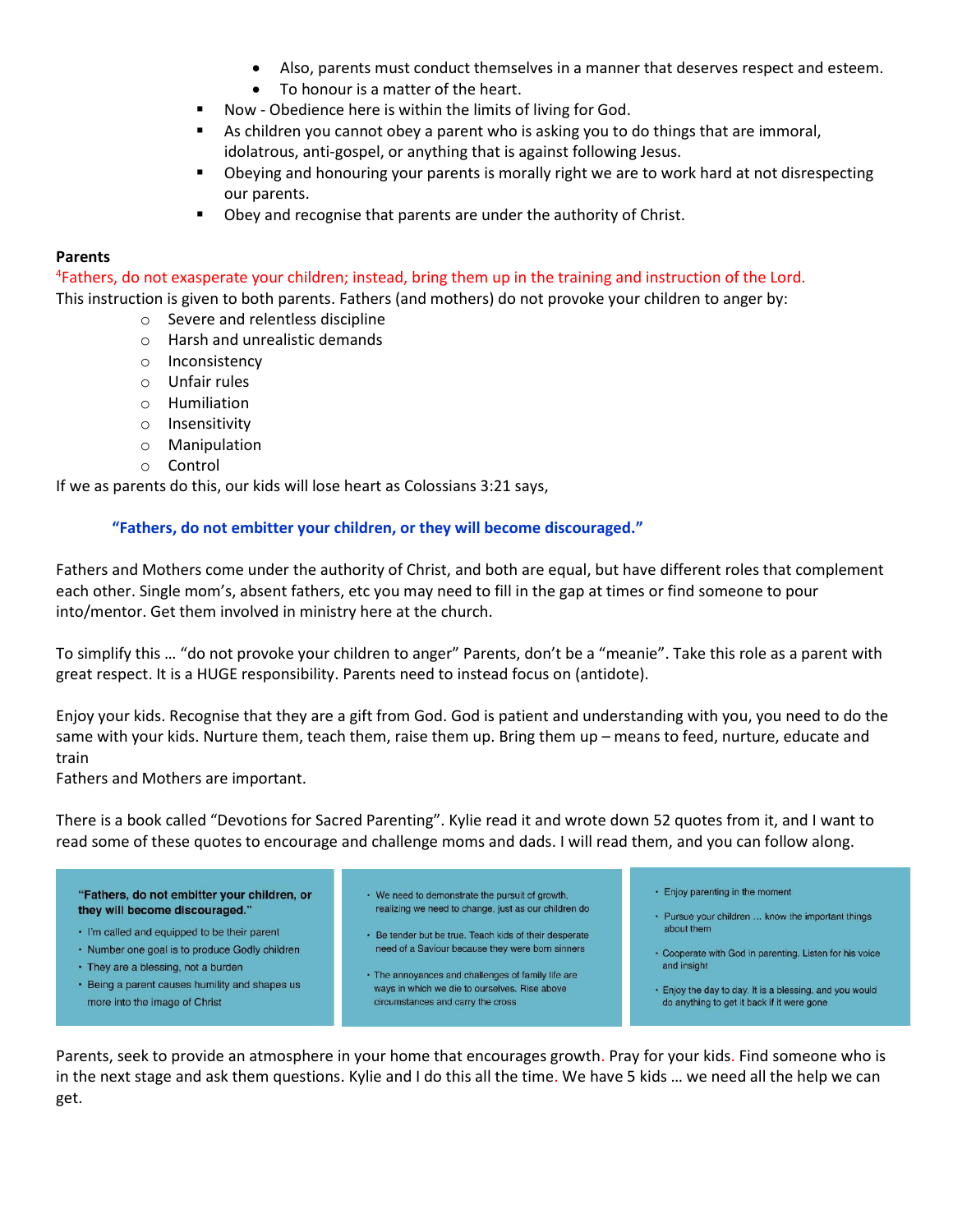- Also, parents must conduct themselves in a manner that deserves respect and esteem.
- To honour is a matter of the heart.

- Now - Obedience here is within the limits of living for God.
- As children you cannot obey a parent who is asking you to do things that are immoral, idolatrous, anti-gospel, or anything that is against following Jesus.
- Obeying and honouring your parents is morally right we are to work hard at not disrespecting our parents.
- Obey and recognise that parents are under the authority of Christ.

**Parents**

[4]Fathers, do not exasperate your children; instead, bring them up in the training and instruction of the Lord.

This instruction is given to both parents. Fathers (and mothers) do not provoke your children to anger by:

- Severe and relentless discipline
- Harsh and unrealistic demands
- Inconsistency
- Unfair rules
- Humiliation
- Insensitivity
- Manipulation
- Control

If we as parents do this, our kids will lose heart as Colossians 3:21 says,

> **"Fathers, do not embitter your children, or they will become discouraged."**

Fathers and Mothers come under the authority of Christ, and both are equal, but have different roles that complement each other. Single mom's, absent fathers, etc you may need to fill in the gap at times or find someone to pour into/mentor. Get them involved in ministry here at the church.

To simplify this … "do not provoke your children to anger" Parents, don't be a "meanie". Take this role as a parent with great respect. It is a HUGE responsibility. Parents need to instead focus on (antidote).

Enjoy your kids. Recognise that they are a gift from God. God is patient and understanding with you, you need to do the same with your kids. Nurture them, teach them, raise them up. Bring them up – means to feed, nurture, educate and train

Fathers and Mothers are important.

There is a book called "Devotions for Sacred Parenting". Kylie read it and wrote down 52 quotes from it, and I want to read some of these quotes to encourage and challenge moms and dads. I will read them, and you can follow along.

**"Fathers, do not embitter your children, or they will become discouraged."**

- I'm called and equipped to be their parent
- Number one goal is to produce Godly children
- They are a blessing, not a burden
- Being a parent causes humility and shapes us more into the image of Christ

- We need to demonstrate the pursuit of growth, realizing we need to change, just as our children do
- Be tender but be true. Teach kids of their desperate need of a Saviour because they were born sinners
- The annoyances and challenges of family life are ways in which we die to ourselves. Rise above circumstances and carry the cross

- Enjoy parenting in the moment
- Pursue your children … know the important things about them
- Cooperate with God in parenting. Listen for his voice and insight
- Enjoy the day to day. It is a blessing, and you would do anything to get it back if it were gone

Parents, seek to provide an atmosphere in your home that encourages growth. Pray for your kids. Find someone who is in the next stage and ask them questions. Kylie and I do this all the time. We have 5 kids … we need all the help we can get.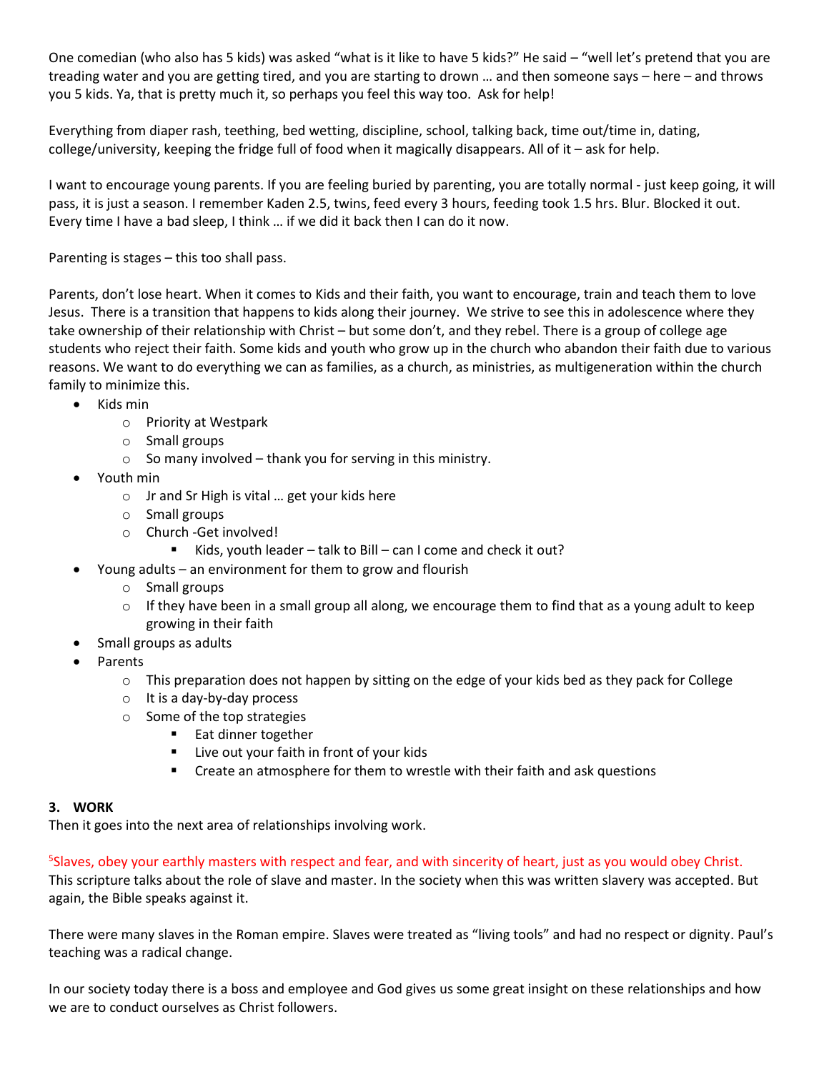One comedian (who also has 5 kids) was asked "what is it like to have 5 kids?" He said – "well let's pretend that you are treading water and you are getting tired, and you are starting to drown … and then someone says – here – and throws you 5 kids. Ya, that is pretty much it, so perhaps you feel this way too. Ask for help!

Everything from diaper rash, teething, bed wetting, discipline, school, talking back, time out/time in, dating, college/university, keeping the fridge full of food when it magically disappears. All of it – ask for help.

I want to encourage young parents. If you are feeling buried by parenting, you are totally normal - just keep going, it will pass, it is just a season. I remember Kaden 2.5, twins, feed every 3 hours, feeding took 1.5 hrs. Blur. Blocked it out. Every time I have a bad sleep, I think … if we did it back then I can do it now.

Parenting is stages – this too shall pass.

Parents, don't lose heart. When it comes to Kids and their faith, you want to encourage, train and teach them to love Jesus. There is a transition that happens to kids along their journey. We strive to see this in adolescence where they take ownership of their relationship with Christ – but some don't, and they rebel. There is a group of college age students who reject their faith. Some kids and youth who grow up in the church who abandon their faith due to various reasons. We want to do everything we can as families, as a church, as ministries, as multigeneration within the church family to minimize this.

- Kids min
  - Priority at Westpark
  - Small groups
  - So many involved – thank you for serving in this ministry.
- Youth min
  - Jr and Sr High is vital … get your kids here
  - Small groups
  - Church -Get involved!
    - Kids, youth leader – talk to Bill – can I come and check it out?
- Young adults – an environment for them to grow and flourish
  - Small groups
  - If they have been in a small group all along, we encourage them to find that as a young adult to keep growing in their faith
- Small groups as adults
- Parents
  - This preparation does not happen by sitting on the edge of your kids bed as they pack for College
  - It is a day-by-day process
  - Some of the top strategies
    - Eat dinner together
    - Live out your faith in front of your kids
    - Create an atmosphere for them to wrestle with their faith and ask questions

### 3. WORK

Then it goes into the next area of relationships involving work.

[5]Slaves, obey your earthly masters with respect and fear, and with sincerity of heart, just as you would obey Christ.
This scripture talks about the role of slave and master. In the society when this was written slavery was accepted. But again, the Bible speaks against it.

There were many slaves in the Roman empire. Slaves were treated as "living tools" and had no respect or dignity. Paul's teaching was a radical change.

In our society today there is a boss and employee and God gives us some great insight on these relationships and how we are to conduct ourselves as Christ followers.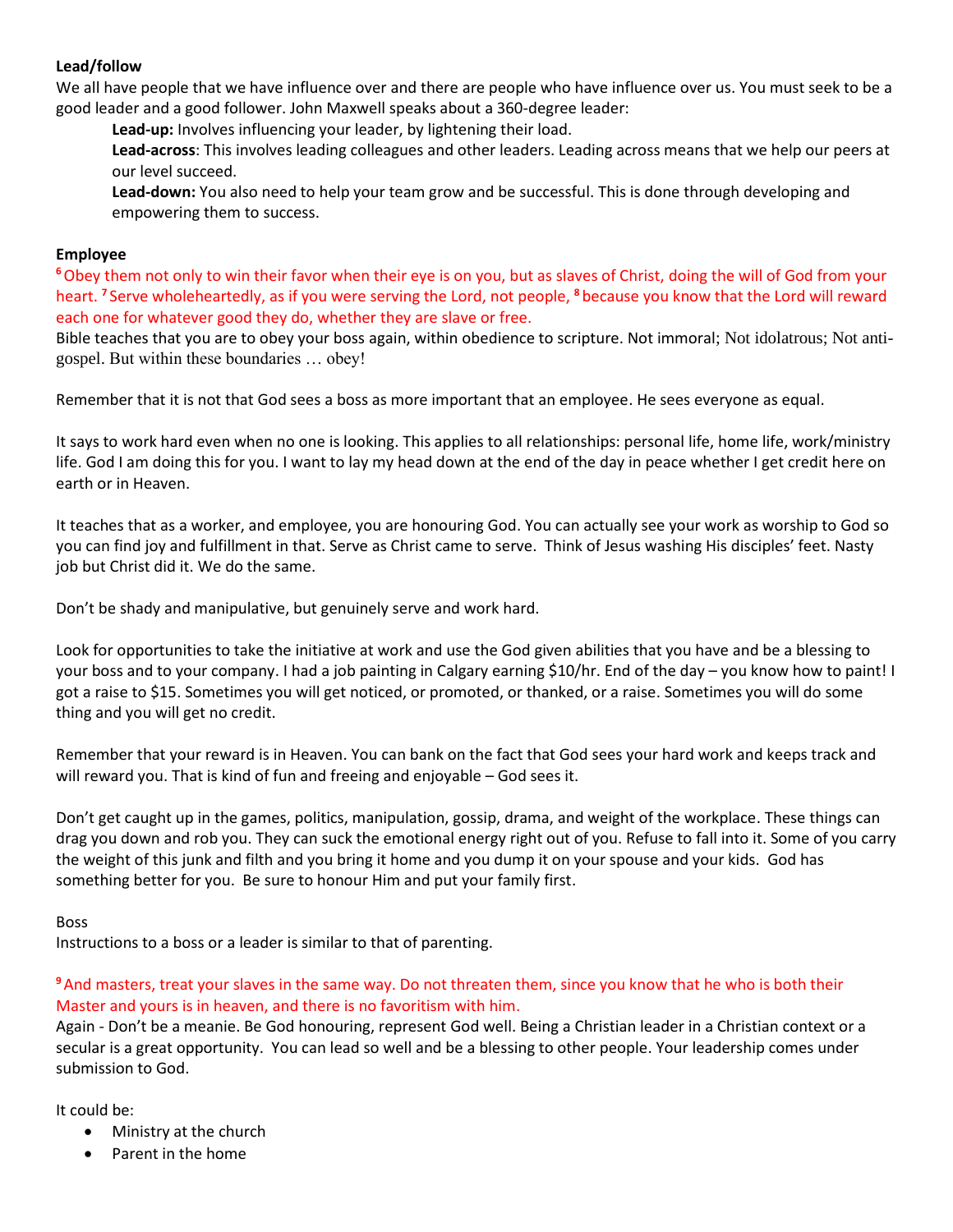**Lead/follow**

We all have people that we have influence over and there are people who have influence over us. You must seek to be a good leader and a good follower. John Maxwell speaks about a 360-degree leader:

> **Lead-up:** Involves influencing your leader, by lightening their load.
>
> **Lead-across**: This involves leading colleagues and other leaders. Leading across means that we help our peers at our level succeed.
>
> **Lead-down:** You also need to help your team grow and be successful. This is done through developing and empowering them to success.

**Employee**

[6] Obey them not only to win their favor when their eye is on you, but as slaves of Christ, doing the will of God from your heart. [7] Serve wholeheartedly, as if you were serving the Lord, not people, [8] because you know that the Lord will reward each one for whatever good they do, whether they are slave or free.

Bible teaches that you are to obey your boss again, within obedience to scripture. Not immoral; Not idolatrous; Not anti-gospel. But within these boundaries … obey!

Remember that it is not that God sees a boss as more important that an employee. He sees everyone as equal.

It says to work hard even when no one is looking. This applies to all relationships: personal life, home life, work/ministry life. God I am doing this for you. I want to lay my head down at the end of the day in peace whether I get credit here on earth or in Heaven.

It teaches that as a worker, and employee, you are honouring God. You can actually see your work as worship to God so you can find joy and fulfillment in that. Serve as Christ came to serve. Think of Jesus washing His disciples' feet. Nasty job but Christ did it. We do the same.

Don't be shady and manipulative, but genuinely serve and work hard.

Look for opportunities to take the initiative at work and use the God given abilities that you have and be a blessing to your boss and to your company. I had a job painting in Calgary earning $10/hr. End of the day – you know how to paint! I got a raise to $15. Sometimes you will get noticed, or promoted, or thanked, or a raise. Sometimes you will do some thing and you will get no credit.

Remember that your reward is in Heaven. You can bank on the fact that God sees your hard work and keeps track and will reward you. That is kind of fun and freeing and enjoyable – God sees it.

Don't get caught up in the games, politics, manipulation, gossip, drama, and weight of the workplace. These things can drag you down and rob you. They can suck the emotional energy right out of you. Refuse to fall into it. Some of you carry the weight of this junk and filth and you bring it home and you dump it on your spouse and your kids. God has something better for you. Be sure to honour Him and put your family first.

Boss

Instructions to a boss or a leader is similar to that of parenting.

[9] And masters, treat your slaves in the same way. Do not threaten them, since you know that he who is both their Master and yours is in heaven, and there is no favoritism with him.

Again - Don't be a meanie. Be God honouring, represent God well. Being a Christian leader in a Christian context or a secular is a great opportunity. You can lead so well and be a blessing to other people. Your leadership comes under submission to God.

It could be:

- Ministry at the church
- Parent in the home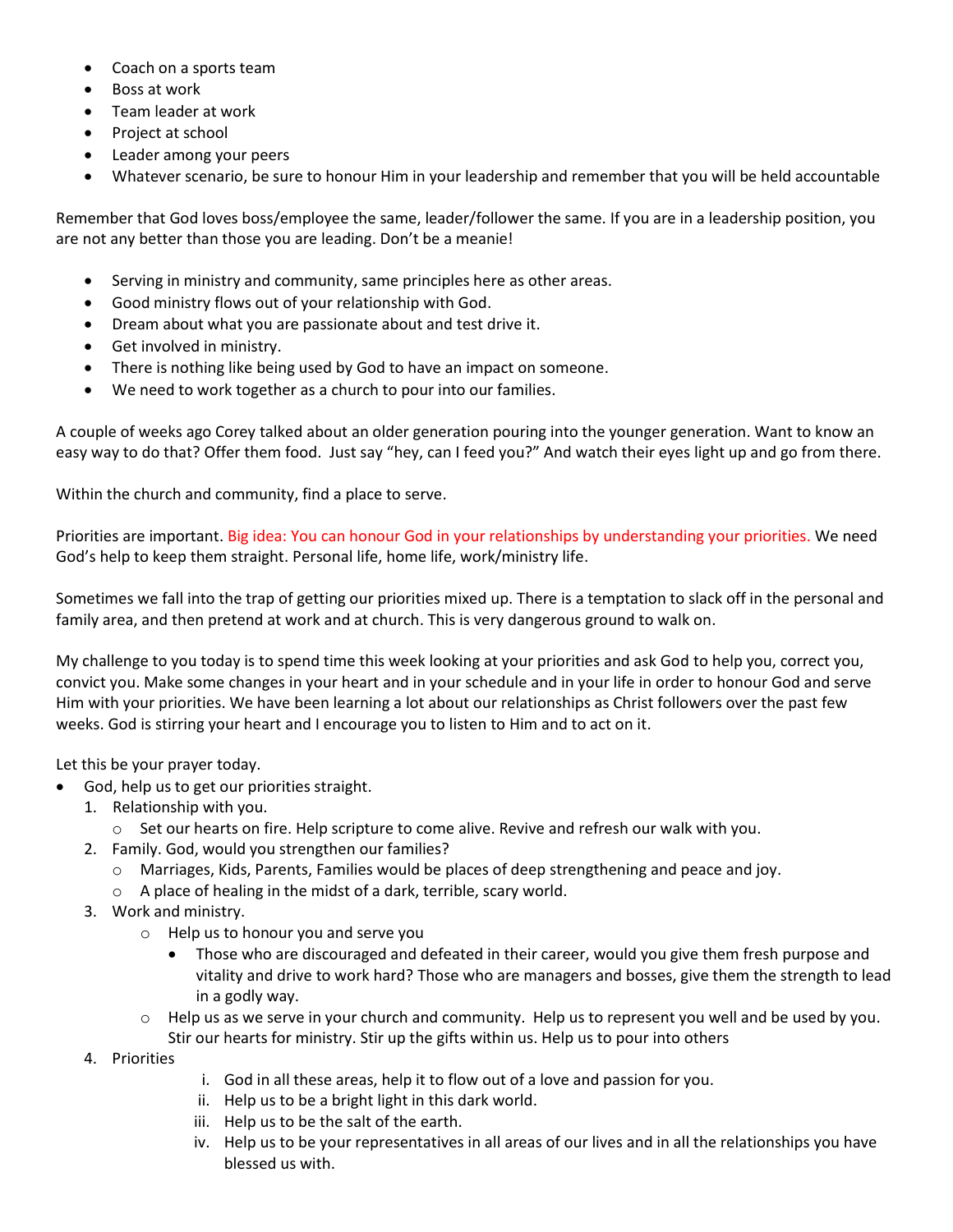- Coach on a sports team
- Boss at work
- Team leader at work
- Project at school
- Leader among your peers
- Whatever scenario, be sure to honour Him in your leadership and remember that you will be held accountable

Remember that God loves boss/employee the same, leader/follower the same. If you are in a leadership position, you are not any better than those you are leading. Don't be a meanie!

- Serving in ministry and community, same principles here as other areas.
- Good ministry flows out of your relationship with God.
- Dream about what you are passionate about and test drive it.
- Get involved in ministry.
- There is nothing like being used by God to have an impact on someone.
- We need to work together as a church to pour into our families.

A couple of weeks ago Corey talked about an older generation pouring into the younger generation. Want to know an easy way to do that? Offer them food. Just say "hey, can I feed you?" And watch their eyes light up and go from there.

Within the church and community, find a place to serve.

Priorities are important. Big idea: You can honour God in your relationships by understanding your priorities. We need God's help to keep them straight. Personal life, home life, work/ministry life.

Sometimes we fall into the trap of getting our priorities mixed up. There is a temptation to slack off in the personal and family area, and then pretend at work and at church. This is very dangerous ground to walk on.

My challenge to you today is to spend time this week looking at your priorities and ask God to help you, correct you, convict you. Make some changes in your heart and in your schedule and in your life in order to honour God and serve Him with your priorities. We have been learning a lot about our relationships as Christ followers over the past few weeks. God is stirring your heart and I encourage you to listen to Him and to act on it.

Let this be your prayer today.

- God, help us to get our priorities straight.
  1. Relationship with you.
     - Set our hearts on fire. Help scripture to come alive. Revive and refresh our walk with you.
  2. Family. God, would you strengthen our families?
     - Marriages, Kids, Parents, Families would be places of deep strengthening and peace and joy.
     - A place of healing in the midst of a dark, terrible, scary world.
  3. Work and ministry.
     - Help us to honour you and serve you
       - Those who are discouraged and defeated in their career, would you give them fresh purpose and vitality and drive to work hard? Those who are managers and bosses, give them the strength to lead in a godly way.
     - Help us as we serve in your church and community. Help us to represent you well and be used by you. Stir our hearts for ministry. Stir up the gifts within us. Help us to pour into others
  4. Priorities
     i. God in all these areas, help it to flow out of a love and passion for you.
     ii. Help us to be a bright light in this dark world.
     iii. Help us to be the salt of the earth.
     iv. Help us to be your representatives in all areas of our lives and in all the relationships you have blessed us with.